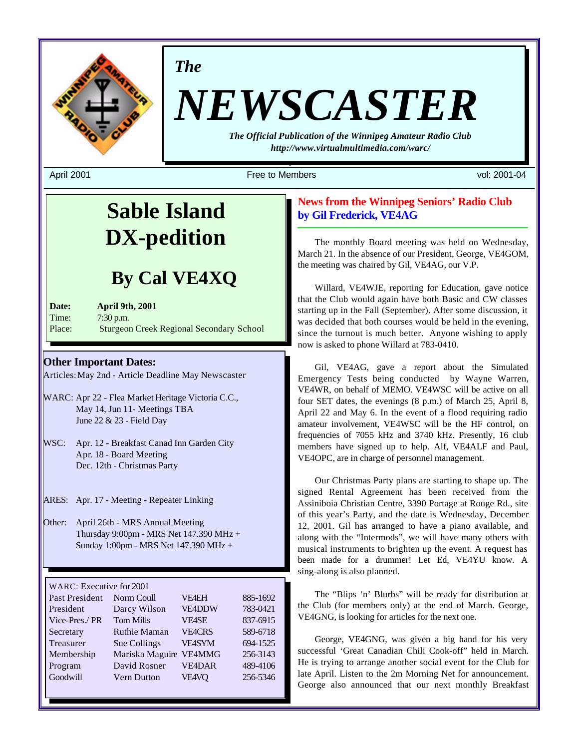*The*

# NEWSCASTER

***The Official Publication of the Winnipeg Amateur Radio Club***
***http://www.virtualmultimedia.com/warc/***

April 2001 — Free to Members — vol: 2001-04

# Sable Island DX-pedition

## By Cal VE4XQ

**Date:** **April 9th, 2001**
Time: 7:30 p.m.
Place: Sturgeon Creek Regional Secondary School

### Other Important Dates:

Articles: May 2nd - Article Deadline May Newscaster

WARC: Apr 22 - Flea Market Heritage Victoria C.C.,
May 14, Jun 11- Meetings TBA
June 22 & 23 - Field Day

WSC: Apr. 12 - Breakfast Canad Inn Garden City
Apr. 18 - Board Meeting
Dec. 12th - Christmas Party

ARES: Apr. 17 - Meeting - Repeater Linking

Other: April 26th - MRS Annual Meeting
Thursday 9:00pm - MRS Net 147.390 MHz +
Sunday 1:00pm - MRS Net 147.390 MHz +

| WARC: Executive for 2001 | | | |
|---|---|---|---|
| Past President | Norm Coull | VE4EH | 885-1692 |
| President | Darcy Wilson | VE4DDW | 783-0421 |
| Vice-Pres./ PR | Tom Mills | VE4SE | 837-6915 |
| Secretary | Ruthie Maman | VE4CRS | 589-6718 |
| Treasurer | Sue Collings | VE4SYM | 694-1525 |
| Membership | Mariska Maguire | VE4MMG | 256-3143 |
| Program | David Rosner | VE4DAR | 489-4106 |
| Goodwill | Vern Dutton | VE4VQ | 256-5346 |

## News from the Winnipeg Seniors' Radio Club by Gil Frederick, VE4AG

The monthly Board meeting was held on Wednesday, March 21. In the absence of our President, George, VE4GOM, the meeting was chaired by Gil, VE4AG, our V.P.

Willard, VE4WJE, reporting for Education, gave notice that the Club would again have both Basic and CW classes starting up in the Fall (September). After some discussion, it was decided that both courses would be held in the evening, since the turnout is much better. Anyone wishing to apply now is asked to phone Willard at 783-0410.

Gil, VE4AG, gave a report about the Simulated Emergency Tests being conducted by Wayne Warren, VE4WR, on behalf of MEMO. VE4WSC will be active on all four SET dates, the evenings (8 p.m.) of March 25, April 8, April 22 and May 6. In the event of a flood requiring radio amateur involvement, VE4WSC will be the HF control, on frequencies of 7055 kHz and 3740 kHz. Presently, 16 club members have signed up to help. Alf, VE4ALF and Paul, VE4OPC, are in charge of personnel management.

Our Christmas Party plans are starting to shape up. The signed Rental Agreement has been received from the Assiniboia Christian Centre, 3390 Portage at Rouge Rd., site of this year's Party, and the date is Wednesday, December 12, 2001. Gil has arranged to have a piano available, and along with the "Intermods", we will have many others with musical instruments to brighten up the event. A request has been made for a drummer! Let Ed, VE4YU know. A sing-along is also planned.

The "Blips 'n' Blurbs" will be ready for distribution at the Club (for members only) at the end of March. George, VE4GNG, is looking for articles for the next one.

George, VE4GNG, was given a big hand for his very successful 'Great Canadian Chili Cook-off" held in March. He is trying to arrange another social event for the Club for late April. Listen to the 2m Morning Net for announcement. George also announced that our next monthly Breakfast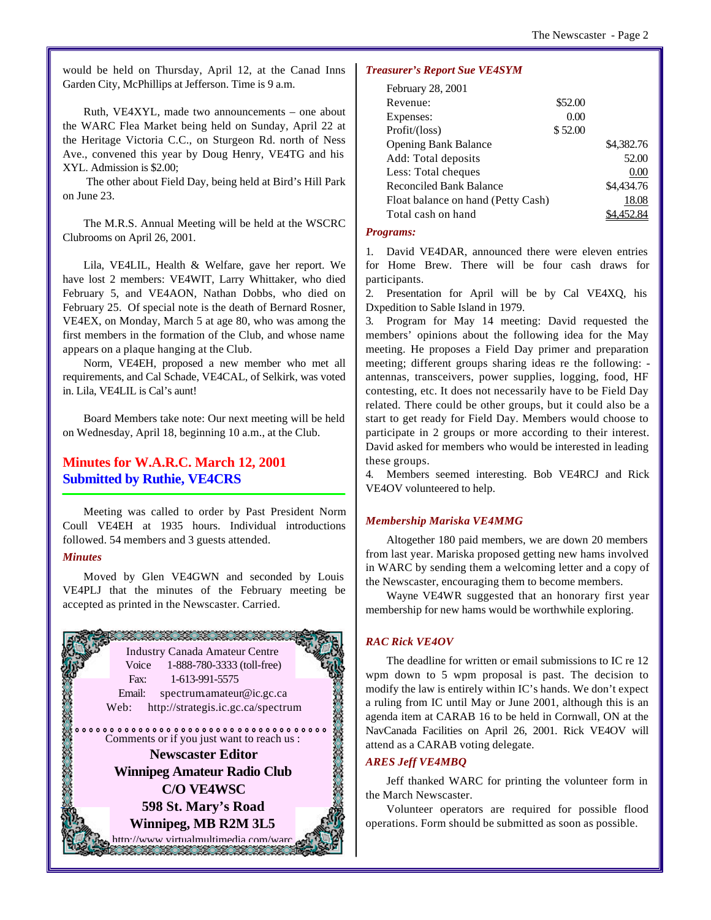would be held on Thursday, April 12, at the Canad Inns Garden City, McPhillips at Jefferson. Time is 9 a.m.

Ruth, VE4XYL, made two announcements – one about the WARC Flea Market being held on Sunday, April 22 at the Heritage Victoria C.C., on Sturgeon Rd. north of Ness Ave., convened this year by Doug Henry, VE4TG and his XYL. Admission is $2.00;

The other about Field Day, being held at Bird's Hill Park on June 23.

The M.R.S. Annual Meeting will be held at the WSCRC Clubrooms on April 26, 2001.

Lila, VE4LIL, Health & Welfare, gave her report. We have lost 2 members: VE4WIT, Larry Whittaker, who died February 5, and VE4AON, Nathan Dobbs, who died on February 25. Of special note is the death of Bernard Rosner, VE4EX, on Monday, March 5 at age 80, who was among the first members in the formation of the Club, and whose name appears on a plaque hanging at the Club.

Norm, VE4EH, proposed a new member who met all requirements, and Cal Schade, VE4CAL, of Selkirk, was voted in. Lila, VE4LIL is Cal's aunt!

Board Members take note: Our next meeting will be held on Wednesday, April 18, beginning 10 a.m., at the Club.

## Minutes for W.A.R.C. March 12, 2001
## Submitted by Ruthie, VE4CRS

Meeting was called to order by Past President Norm Coull VE4EH at 1935 hours. Individual introductions followed. 54 members and 3 guests attended.

*Minutes*

Moved by Glen VE4GWN and seconded by Louis VE4PLJ that the minutes of the February meeting be accepted as printed in the Newscaster. Carried.

Industry Canada Amateur Centre
Voice 1-888-780-3333 (toll-free)
Fax: 1-613-991-5575
Email: spectrum.amateur@ic.gc.ca
Web: http://strategis.ic.gc.ca/spectrum

Comments or if you just want to reach us :

**Newscaster Editor**
**Winnipeg Amateur Radio Club**
**C/O VE4WSC**
**598 St. Mary's Road**
**Winnipeg, MB R2M 3L5**
http://www.virtualmultimedia.com/warc

*Treasurer's Report Sue VE4SYM*

| February 28, 2001 | | |
|---|---|---|
| Revenue: | $52.00 | |
| Expenses: | 0.00 | |
| Profit/(loss) | $ 52.00 | |
| Opening Bank Balance | | $4,382.76 |
| Add: Total deposits | | 52.00 |
| Less: Total cheques | | 0.00 |
| Reconciled Bank Balance | | $4,434.76 |
| Float balance on hand (Petty Cash) | | 18.08 |
| Total cash on hand | | $4,452.84 |

*Programs:*

1. David VE4DAR, announced there were eleven entries for Home Brew. There will be four cash draws for participants.
2. Presentation for April will be by Cal VE4XQ, his Dxpedition to Sable Island in 1979.
3. Program for May 14 meeting: David requested the members' opinions about the following idea for the May meeting. He proposes a Field Day primer and preparation meeting; different groups sharing ideas re the following: -antennas, transceivers, power supplies, logging, food, HF contesting, etc. It does not necessarily have to be Field Day related. There could be other groups, but it could also be a start to get ready for Field Day. Members would choose to participate in 2 groups or more according to their interest. David asked for members who would be interested in leading these groups.
4. Members seemed interesting. Bob VE4RCJ and Rick VE4OV volunteered to help.

*Membership Mariska VE4MMG*

Altogether 180 paid members, we are down 20 members from last year. Mariska proposed getting new hams involved in WARC by sending them a welcoming letter and a copy of the Newscaster, encouraging them to become members.

Wayne VE4WR suggested that an honorary first year membership for new hams would be worthwhile exploring.

*RAC Rick VE4OV*

The deadline for written or email submissions to IC re 12 wpm down to 5 wpm proposal is past. The decision to modify the law is entirely within IC's hands. We don't expect a ruling from IC until May or June 2001, although this is an agenda item at CARAB 16 to be held in Cornwall, ON at the NavCanada Facilities on April 26, 2001. Rick VE4OV will attend as a CARAB voting delegate.

*ARES Jeff VE4MBQ*

Jeff thanked WARC for printing the volunteer form in the March Newscaster.

Volunteer operators are required for possible flood operations. Form should be submitted as soon as possible.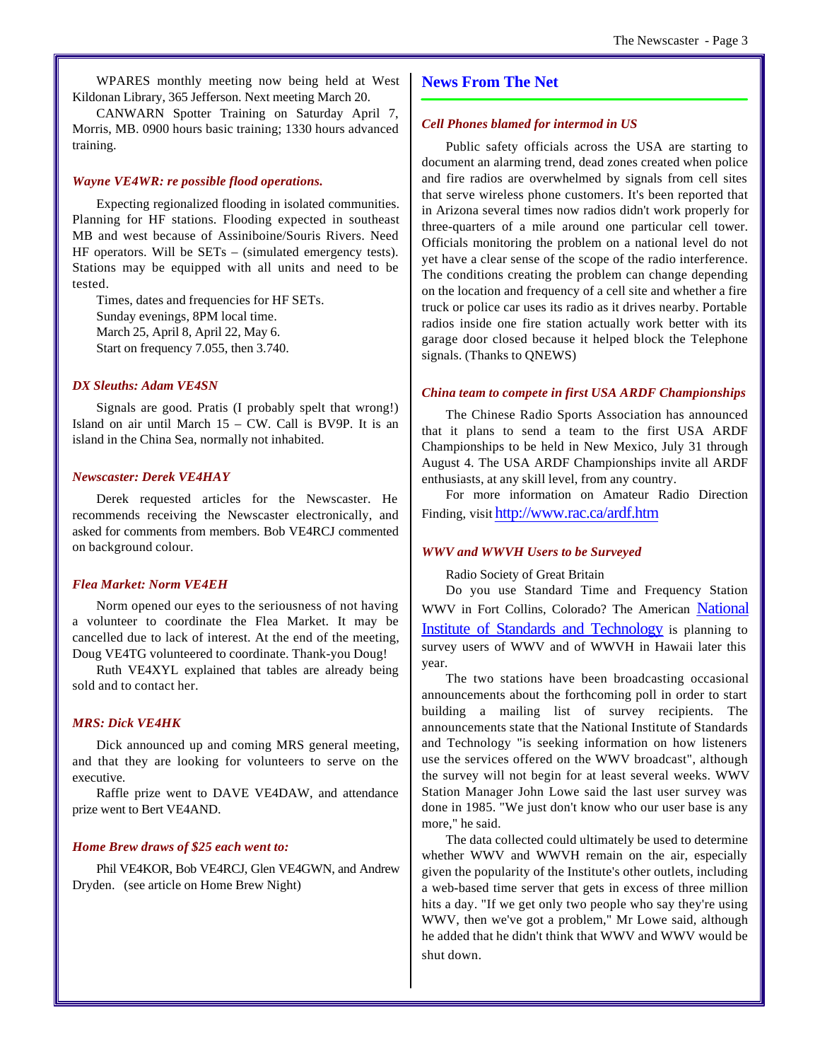WPARES monthly meeting now being held at West Kildonan Library, 365 Jefferson. Next meeting March 20.

CANWARN Spotter Training on Saturday April 7, Morris, MB. 0900 hours basic training; 1330 hours advanced training.

### *Wayne VE4WR: re possible flood operations.*

Expecting regionalized flooding in isolated communities. Planning for HF stations. Flooding expected in southeast MB and west because of Assiniboine/Souris Rivers. Need HF operators. Will be SETs – (simulated emergency tests). Stations may be equipped with all units and need to be tested.

Times, dates and frequencies for HF SETs.
Sunday evenings, 8PM local time.
March 25, April 8, April 22, May 6.
Start on frequency 7.055, then 3.740.

### *DX Sleuths: Adam VE4SN*

Signals are good. Pratis (I probably spelt that wrong!) Island on air until March 15 – CW. Call is BV9P. It is an island in the China Sea, normally not inhabited.

### *Newscaster: Derek VE4HAY*

Derek requested articles for the Newscaster. He recommends receiving the Newscaster electronically, and asked for comments from members. Bob VE4RCJ commented on background colour.

### *Flea Market: Norm VE4EH*

Norm opened our eyes to the seriousness of not having a volunteer to coordinate the Flea Market. It may be cancelled due to lack of interest. At the end of the meeting, Doug VE4TG volunteered to coordinate. Thank-you Doug!

Ruth VE4XYL explained that tables are already being sold and to contact her.

### *MRS: Dick VE4HK*

Dick announced up and coming MRS general meeting, and that they are looking for volunteers to serve on the executive.

Raffle prize went to DAVE VE4DAW, and attendance prize went to Bert VE4AND.

### *Home Brew draws of $25 each went to:*

Phil VE4KOR, Bob VE4RCJ, Glen VE4GWN, and Andrew Dryden. (see article on Home Brew Night)

## News From The Net

### *Cell Phones blamed for intermod in US*

Public safety officials across the USA are starting to document an alarming trend, dead zones created when police and fire radios are overwhelmed by signals from cell sites that serve wireless phone customers. It's been reported that in Arizona several times now radios didn't work properly for three-quarters of a mile around one particular cell tower. Officials monitoring the problem on a national level do not yet have a clear sense of the scope of the radio interference. The conditions creating the problem can change depending on the location and frequency of a cell site and whether a fire truck or police car uses its radio as it drives nearby. Portable radios inside one fire station actually work better with its garage door closed because it helped block the Telephone signals. (Thanks to QNEWS)

### *China team to compete in first USA ARDF Championships*

The Chinese Radio Sports Association has announced that it plans to send a team to the first USA ARDF Championships to be held in New Mexico, July 31 through August 4. The USA ARDF Championships invite all ARDF enthusiasts, at any skill level, from any country.

For more information on Amateur Radio Direction Finding, visit http://www.rac.ca/ardf.htm

### *WWV and WWVH Users to be Surveyed*

Radio Society of Great Britain

Do you use Standard Time and Frequency Station WWV in Fort Collins, Colorado? The American National Institute of Standards and Technology is planning to survey users of WWV and of WWVH in Hawaii later this year.

The two stations have been broadcasting occasional announcements about the forthcoming poll in order to start building a mailing list of survey recipients. The announcements state that the National Institute of Standards and Technology "is seeking information on how listeners use the services offered on the WWV broadcast", although the survey will not begin for at least several weeks. WWV Station Manager John Lowe said the last user survey was done in 1985. "We just don't know who our user base is any more," he said.

The data collected could ultimately be used to determine whether WWV and WWVH remain on the air, especially given the popularity of the Institute's other outlets, including a web-based time server that gets in excess of three million hits a day. "If we get only two people who say they're using WWV, then we've got a problem," Mr Lowe said, although he added that he didn't think that WWV and WWV would be shut down.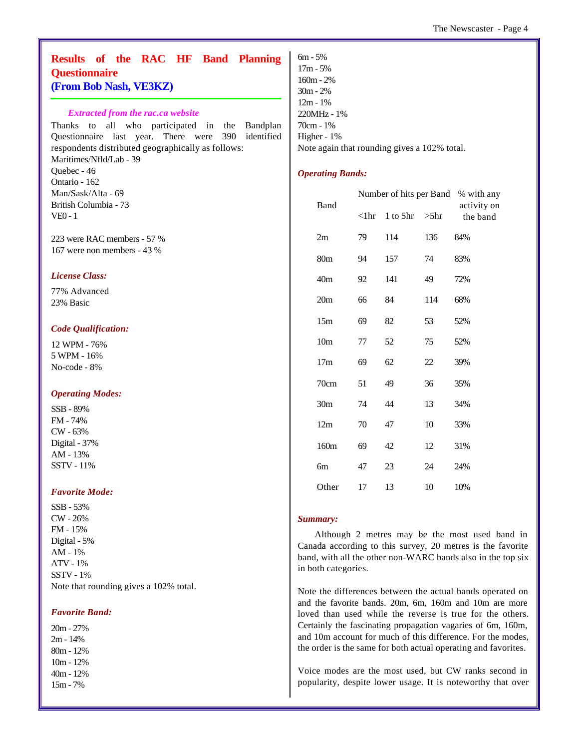## Results of the RAC HF Band Planning Questionnaire
### (From Bob Nash, VE3KZ)

*Extracted from the rac.ca website*

Thanks to all who participated in the Bandplan Questionnaire last year. There were 390 identified respondents distributed geographically as follows:

Maritimes/Nfld/Lab - 39
Quebec - 46
Ontario - 162
Man/Sask/Alta - 69
British Columbia - 73
VE0 - 1

223 were RAC members - 57 %
167 were non members - 43 %

***License Class:***

77% Advanced
23% Basic

***Code Qualification:***

12 WPM - 76%
5 WPM - 16%
No-code - 8%

***Operating Modes:***

SSB - 89%
FM - 74%
CW - 63%
Digital - 37%
AM - 13%
SSTV - 11%

***Favorite Mode:***

SSB - 53%
CW - 26%
FM - 15%
Digital - 5%
AM - 1%
ATV - 1%
SSTV - 1%
Note that rounding gives a 102% total.

***Favorite Band:***

20m - 27%
2m - 14%
80m - 12%
10m - 12%
40m - 12%
15m - 7%
6m - 5%
17m - 5%
160m - 2%
30m - 2%
12m - 1%
220MHz - 1%
70cm - 1%
Higher - 1%
Note again that rounding gives a 102% total.

***Operating Bands:***

| Band | Number of hits per Band | | | % with any activity on the band |
|---|---|---|---|---|
| | <1hr | 1 to 5hr | >5hr | |
| 2m | 79 | 114 | 136 | 84% |
| 80m | 94 | 157 | 74 | 83% |
| 40m | 92 | 141 | 49 | 72% |
| 20m | 66 | 84 | 114 | 68% |
| 15m | 69 | 82 | 53 | 52% |
| 10m | 77 | 52 | 75 | 52% |
| 17m | 69 | 62 | 22 | 39% |
| 70cm | 51 | 49 | 36 | 35% |
| 30m | 74 | 44 | 13 | 34% |
| 12m | 70 | 47 | 10 | 33% |
| 160m | 69 | 42 | 12 | 31% |
| 6m | 47 | 23 | 24 | 24% |
| Other | 17 | 13 | 10 | 10% |

***Summary:***

Although 2 metres may be the most used band in Canada according to this survey, 20 metres is the favorite band, with all the other non-WARC bands also in the top six in both categories.

Note the differences between the actual bands operated on and the favorite bands. 20m, 6m, 160m and 10m are more loved than used while the reverse is true for the others. Certainly the fascinating propagation vagaries of 6m, 160m, and 10m account for much of this difference. For the modes, the order is the same for both actual operating and favorites.

Voice modes are the most used, but CW ranks second in popularity, despite lower usage. It is noteworthy that over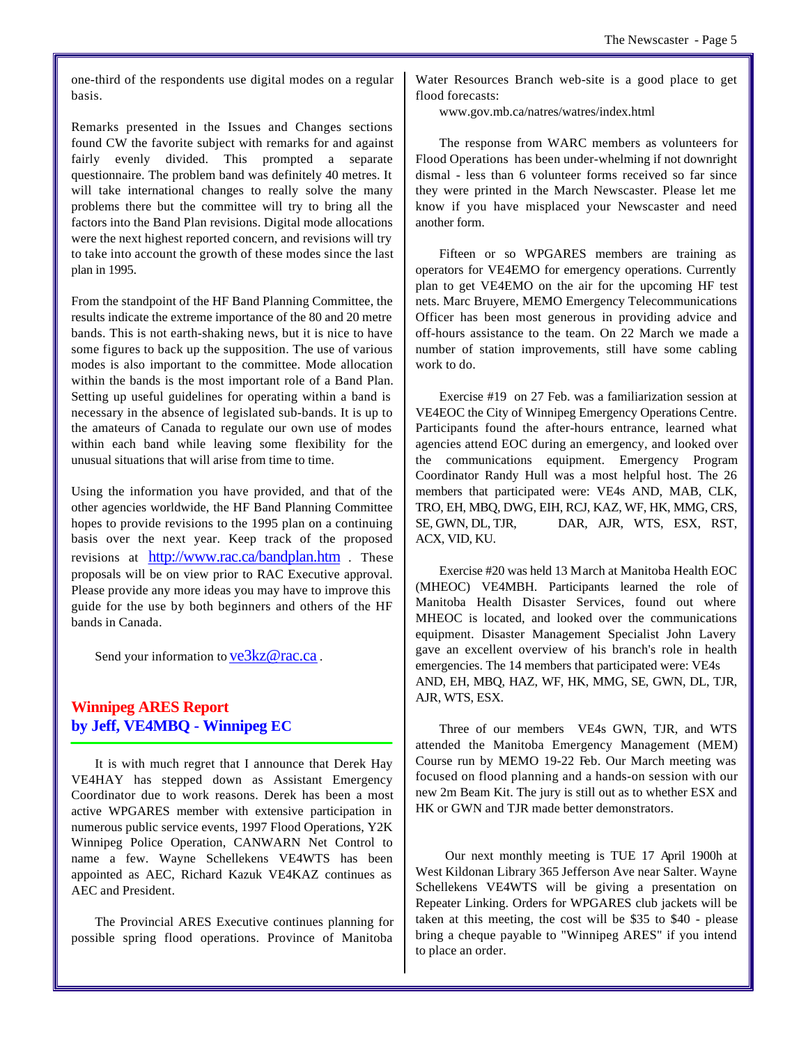one-third of the respondents use digital modes on a regular basis.

Remarks presented in the Issues and Changes sections found CW the favorite subject with remarks for and against fairly evenly divided. This prompted a separate questionnaire. The problem band was definitely 40 metres. It will take international changes to really solve the many problems there but the committee will try to bring all the factors into the Band Plan revisions. Digital mode allocations were the next highest reported concern, and revisions will try to take into account the growth of these modes since the last plan in 1995.

From the standpoint of the HF Band Planning Committee, the results indicate the extreme importance of the 80 and 20 metre bands. This is not earth-shaking news, but it is nice to have some figures to back up the supposition. The use of various modes is also important to the committee. Mode allocation within the bands is the most important role of a Band Plan. Setting up useful guidelines for operating within a band is necessary in the absence of legislated sub-bands. It is up to the amateurs of Canada to regulate our own use of modes within each band while leaving some flexibility for the unusual situations that will arise from time to time.

Using the information you have provided, and that of the other agencies worldwide, the HF Band Planning Committee hopes to provide revisions to the 1995 plan on a continuing basis over the next year. Keep track of the proposed revisions at http://www.rac.ca/bandplan.htm . These proposals will be on view prior to RAC Executive approval. Please provide any more ideas you may have to improve this guide for the use by both beginners and others of the HF bands in Canada.

Send your information to ve3kz@rac.ca .

## Winnipeg ARES Report
## by Jeff, VE4MBQ - Winnipeg EC

It is with much regret that I announce that Derek Hay VE4HAY has stepped down as Assistant Emergency Coordinator due to work reasons. Derek has been a most active WPGARES member with extensive participation in numerous public service events, 1997 Flood Operations, Y2K Winnipeg Police Operation, CANWARN Net Control to name a few. Wayne Schellekens VE4WTS has been appointed as AEC, Richard Kazuk VE4KAZ continues as AEC and President.

The Provincial ARES Executive continues planning for possible spring flood operations. Province of Manitoba Water Resources Branch web-site is a good place to get flood forecasts:
www.gov.mb.ca/natres/watres/index.html

The response from WARC members as volunteers for Flood Operations has been under-whelming if not downright dismal - less than 6 volunteer forms received so far since they were printed in the March Newscaster. Please let me know if you have misplaced your Newscaster and need another form.

Fifteen or so WPGARES members are training as operators for VE4EMO for emergency operations. Currently plan to get VE4EMO on the air for the upcoming HF test nets. Marc Bruyere, MEMO Emergency Telecommunications Officer has been most generous in providing advice and off-hours assistance to the team. On 22 March we made a number of station improvements, still have some cabling work to do.

Exercise #19 on 27 Feb. was a familiarization session at VE4EOC the City of Winnipeg Emergency Operations Centre. Participants found the after-hours entrance, learned what agencies attend EOC during an emergency, and looked over the communications equipment. Emergency Program Coordinator Randy Hull was a most helpful host. The 26 members that participated were: VE4s AND, MAB, CLK, TRO, EH, MBQ, DWG, EIH, RCJ, KAZ, WF, HK, MMG, CRS, SE, GWN, DL, TJR, DAR, AJR, WTS, ESX, RST, ACX, VID, KU.

Exercise #20 was held 13 March at Manitoba Health EOC (MHEOC) VE4MBH. Participants learned the role of Manitoba Health Disaster Services, found out where MHEOC is located, and looked over the communications equipment. Disaster Management Specialist John Lavery gave an excellent overview of his branch's role in health emergencies. The 14 members that participated were: VE4s AND, EH, MBQ, HAZ, WF, HK, MMG, SE, GWN, DL, TJR, AJR, WTS, ESX.

Three of our members VE4s GWN, TJR, and WTS attended the Manitoba Emergency Management (MEM) Course run by MEMO 19-22 Feb. Our March meeting was focused on flood planning and a hands-on session with our new 2m Beam Kit. The jury is still out as to whether ESX and HK or GWN and TJR made better demonstrators.

Our next monthly meeting is TUE 17 April 1900h at West Kildonan Library 365 Jefferson Ave near Salter. Wayne Schellekens VE4WTS will be giving a presentation on Repeater Linking. Orders for WPGARES club jackets will be taken at this meeting, the cost will be $35 to $40 - please bring a cheque payable to "Winnipeg ARES" if you intend to place an order.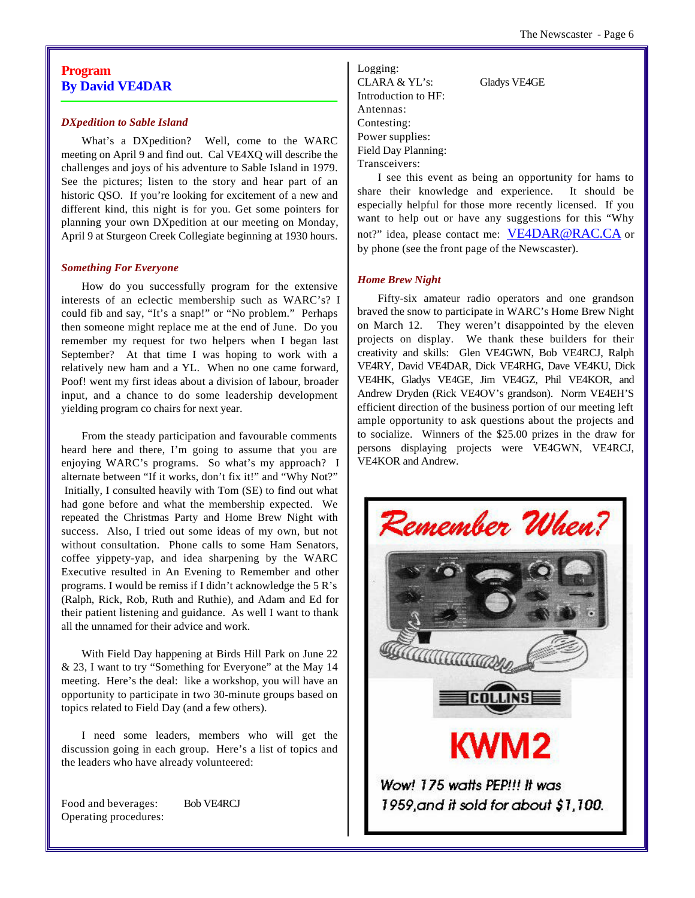## Program
## By David VE4DAR

### *DXpedition to Sable Island*

What's a DXpedition? Well, come to the WARC meeting on April 9 and find out. Cal VE4XQ will describe the challenges and joys of his adventure to Sable Island in 1979. See the pictures; listen to the story and hear part of an historic QSO. If you're looking for excitement of a new and different kind, this night is for you. Get some pointers for planning your own DXpedition at our meeting on Monday, April 9 at Sturgeon Creek Collegiate beginning at 1930 hours.

### *Something For Everyone*

How do you successfully program for the extensive interests of an eclectic membership such as WARC's? I could fib and say, "It's a snap!" or "No problem." Perhaps then someone might replace me at the end of June. Do you remember my request for two helpers when I began last September? At that time I was hoping to work with a relatively new ham and a YL. When no one came forward, Poof! went my first ideas about a division of labour, broader input, and a chance to do some leadership development yielding program co chairs for next year.

From the steady participation and favourable comments heard here and there, I'm going to assume that you are enjoying WARC's programs. So what's my approach? I alternate between "If it works, don't fix it!" and "Why Not?" Initially, I consulted heavily with Tom (SE) to find out what had gone before and what the membership expected. We repeated the Christmas Party and Home Brew Night with success. Also, I tried out some ideas of my own, but not without consultation. Phone calls to some Ham Senators, coffee yippety-yap, and idea sharpening by the WARC Executive resulted in An Evening to Remember and other programs. I would be remiss if I didn't acknowledge the 5 R's (Ralph, Rick, Rob, Ruth and Ruthie), and Adam and Ed for their patient listening and guidance. As well I want to thank all the unnamed for their advice and work.

With Field Day happening at Birds Hill Park on June 22 & 23, I want to try "Something for Everyone" at the May 14 meeting. Here's the deal: like a workshop, you will have an opportunity to participate in two 30-minute groups based on topics related to Field Day (and a few others).

I need some leaders, members who will get the discussion going in each group. Here's a list of topics and the leaders who have already volunteered:

| Topic | Leader |
|---|---|
| Food and beverages: | Bob VE4RCJ |
| Operating procedures: | |
| Logging: | |
| CLARA & YL's: | Gladys VE4GE |
| Introduction to HF: | |
| Antennas: | |
| Contesting: | |
| Power supplies: | |
| Field Day Planning: | |
| Transceivers: | |

I see this event as being an opportunity for hams to share their knowledge and experience. It should be especially helpful for those more recently licensed. If you want to help out or have any suggestions for this "Why not?" idea, please contact me: VE4DAR@RAC.CA or by phone (see the front page of the Newscaster).

### *Home Brew Night*

Fifty-six amateur radio operators and one grandson braved the snow to participate in WARC's Home Brew Night on March 12. They weren't disappointed by the eleven projects on display. We thank these builders for their creativity and skills: Glen VE4GWN, Bob VE4RCJ, Ralph VE4RY, David VE4DAR, Dick VE4RHG, Dave VE4KU, Dick VE4HK, Gladys VE4GE, Jim VE4GZ, Phil VE4KOR, and Andrew Dryden (Rick VE4OV's grandson). Norm VE4EH'S efficient direction of the business portion of our meeting left ample opportunity to ask questions about the projects and to socialize. Winners of the $25.00 prizes in the draw for persons displaying projects were VE4GWN, VE4RCJ, VE4KOR and Andrew.

**Remember When?**

COLLINS

**KWM2**

*Wow! 175 watts PEP!!! It was 1959,and it sold for about $1,100.*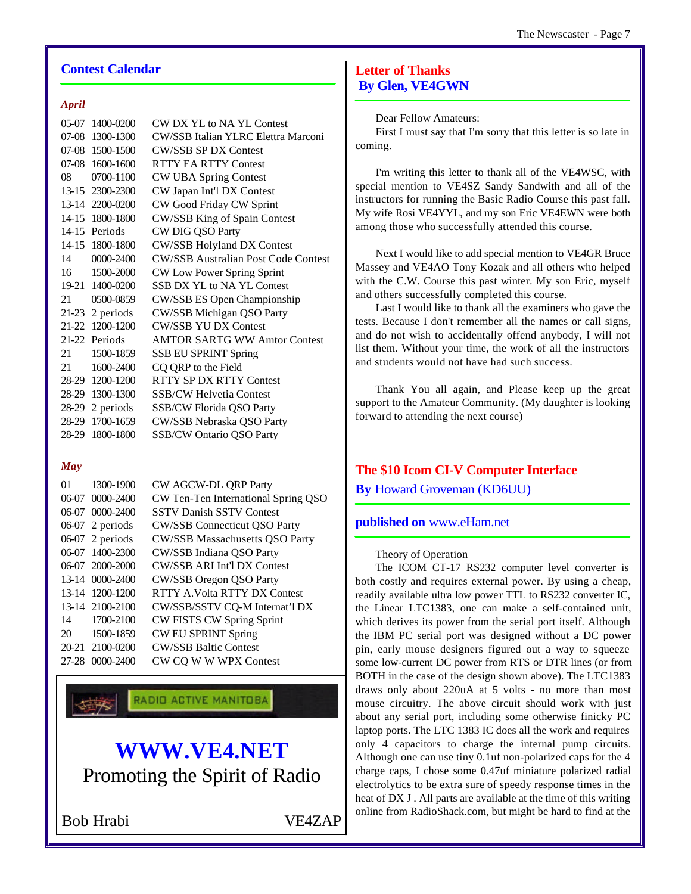## Contest Calendar

### *April*

| | | |
|---|---|---|
| 05-07 | 1400-0200 | CW DX YL to NA YL Contest |
| 07-08 | 1300-1300 | CW/SSB Italian YLRC Elettra Marconi |
| 07-08 | 1500-1500 | CW/SSB SP DX Contest |
| 07-08 | 1600-1600 | RTTY EA RTTY Contest |
| 08 | 0700-1100 | CW UBA Spring Contest |
| 13-15 | 2300-2300 | CW Japan Int'l DX Contest |
| 13-14 | 2200-0200 | CW Good Friday CW Sprint |
| 14-15 | 1800-1800 | CW/SSB King of Spain Contest |
| 14-15 | Periods | CW DIG QSO Party |
| 14-15 | 1800-1800 | CW/SSB Holyland DX Contest |
| 14 | 0000-2400 | CW/SSB Australian Post Code Contest |
| 16 | 1500-2000 | CW Low Power Spring Sprint |
| 19-21 | 1400-0200 | SSB DX YL to NA YL Contest |
| 21 | 0500-0859 | CW/SSB ES Open Championship |
| 21-23 | 2 periods | CW/SSB Michigan QSO Party |
| 21-22 | 1200-1200 | CW/SSB YU DX Contest |
| 21-22 | Periods | AMTOR SARTG WW Amtor Contest |
| 21 | 1500-1859 | SSB EU SPRINT Spring |
| 21 | 1600-2400 | CQ QRP to the Field |
| 28-29 | 1200-1200 | RTTY SP DX RTTY Contest |
| 28-29 | 1300-1300 | SSB/CW Helvetia Contest |
| 28-29 | 2 periods | SSB/CW Florida QSO Party |
| 28-29 | 1700-1659 | CW/SSB Nebraska QSO Party |
| 28-29 | 1800-1800 | SSB/CW Ontario QSO Party |

### *May*

| | | |
|---|---|---|
| 01 | 1300-1900 | CW AGCW-DL QRP Party |
| 06-07 | 0000-2400 | CW Ten-Ten International Spring QSO |
| 06-07 | 0000-2400 | SSTV Danish SSTV Contest |
| 06-07 | 2 periods | CW/SSB Connecticut QSO Party |
| 06-07 | 2 periods | CW/SSB Massachusetts QSO Party |
| 06-07 | 1400-2300 | CW/SSB Indiana QSO Party |
| 06-07 | 2000-2000 | CW/SSB ARI Int'l DX Contest |
| 13-14 | 0000-2400 | CW/SSB Oregon QSO Party |
| 13-14 | 1200-1200 | RTTY A.Volta RTTY DX Contest |
| 13-14 | 2100-2100 | CW/SSB/SSTV CQ-M Internat'l DX |
| 14 | 1700-2100 | CW FISTS CW Spring Sprint |
| 20 | 1500-1859 | CW EU SPRINT Spring |
| 20-21 | 2100-0200 | CW/SSB Baltic Contest |
| 27-28 | 0000-2400 | CW CQ W W WPX Contest |

RADIO ACTIVE MANITOBA

**WWW.VE4.NET**

Promoting the Spirit of Radio

Bob Hrabi VE4ZAP

## Letter of Thanks
## By Glen, VE4GWN

Dear Fellow Amateurs:

First I must say that I'm sorry that this letter is so late in coming.

I'm writing this letter to thank all of the VE4WSC, with special mention to VE4SZ Sandy Sandwith and all of the instructors for running the Basic Radio Course this past fall. My wife Rosi VE4YYL, and my son Eric VE4EWN were both among those who successfully attended this course.

Next I would like to add special mention to VE4GR Bruce Massey and VE4AO Tony Kozak and all others who helped with the C.W. Course this past winter. My son Eric, myself and others successfully completed this course.

Last I would like to thank all the examiners who gave the tests. Because I don't remember all the names or call signs, and do not wish to accidentally offend anybody, I will not list them. Without your time, the work of all the instructors and students would not have had such success.

Thank You all again, and Please keep up the great support to the Amateur Community. (My daughter is looking forward to attending the next course)

## The $10 Icom CI-V Computer Interface
**By** Howard Groveman (KD6UU)

**published on** www.eHam.net

Theory of Operation

The ICOM CT-17 RS232 computer level converter is both costly and requires external power. By using a cheap, readily available ultra low power TTL to RS232 converter IC, the Linear LTC1383, one can make a self-contained unit, which derives its power from the serial port itself. Although the IBM PC serial port was designed without a DC power pin, early mouse designers figured out a way to squeeze some low-current DC power from RTS or DTR lines (or from BOTH in the case of the design shown above). The LTC1383 draws only about 220uA at 5 volts - no more than most mouse circuitry. The above circuit should work with just about any serial port, including some otherwise finicky PC laptop ports. The LTC 1383 IC does all the work and requires only 4 capacitors to charge the internal pump circuits. Although one can use tiny 0.1uf non-polarized caps for the 4 charge caps, I chose some 0.47uf miniature polarized radial electrolytics to be extra sure of speedy response times in the heat of DX J . All parts are available at the time of this writing online from RadioShack.com, but might be hard to find at the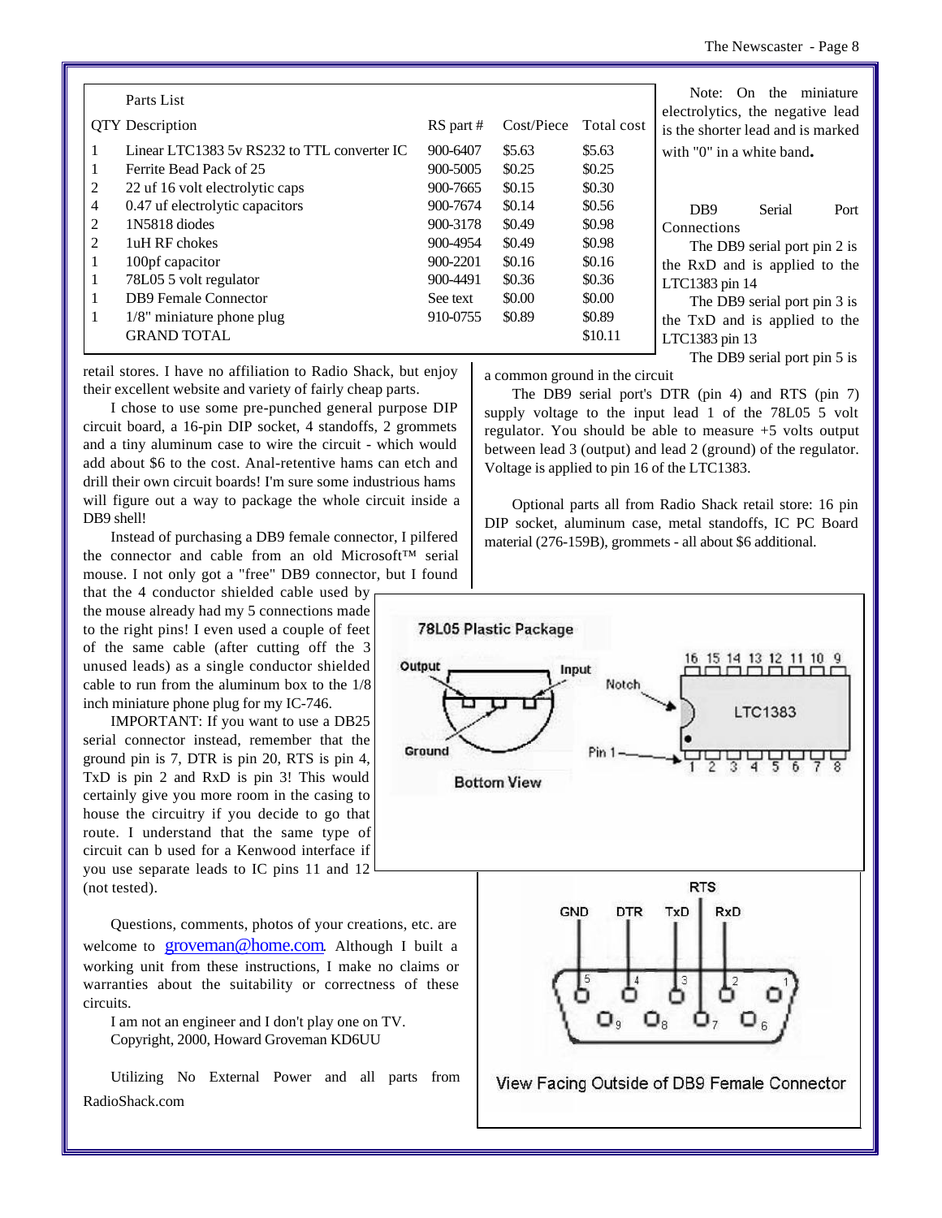Parts List

| QTY | Description | RS part # | Cost/Piece | Total cost |
|---|---|---|---|---|
| 1 | Linear LTC1383 5v RS232 to TTL converter IC | 900-6407 | $5.63 | $5.63 |
| 1 | Ferrite Bead Pack of 25 | 900-5005 | $0.25 | $0.25 |
| 2 | 22 uf 16 volt electrolytic caps | 900-7665 | $0.15 | $0.30 |
| 4 | 0.47 uf electrolytic capacitors | 900-7674 | $0.14 | $0.56 |
| 2 | 1N5818 diodes | 900-3178 | $0.49 | $0.98 |
| 2 | 1uH RF chokes | 900-4954 | $0.49 | $0.98 |
| 1 | 100pf capacitor | 900-2201 | $0.16 | $0.16 |
| 1 | 78L05 5 volt regulator | 900-4491 | $0.36 | $0.36 |
| 1 | DB9 Female Connector | See text | $0.00 | $0.00 |
| 1 | 1/8" miniature phone plug | 910-0755 | $0.89 | $0.89 |
| | GRAND TOTAL | | | $10.11 |

retail stores. I have no affiliation to Radio Shack, but enjoy their excellent website and variety of fairly cheap parts.

I chose to use some pre-punched general purpose DIP circuit board, a 16-pin DIP socket, 4 standoffs, 2 grommets and a tiny aluminum case to wire the circuit - which would add about $6 to the cost. Anal-retentive hams can etch and drill their own circuit boards! I'm sure some industrious hams will figure out a way to package the whole circuit inside a DB9 shell!

Instead of purchasing a DB9 female connector, I pilfered the connector and cable from an old Microsoft™ serial mouse. I not only got a "free" DB9 connector, but I found that the 4 conductor shielded cable used by the mouse already had my 5 connections made to the right pins! I even used a couple of feet of the same cable (after cutting off the 3 unused leads) as a single conductor shielded cable to run from the aluminum box to the 1/8 inch miniature phone plug for my IC-746.

IMPORTANT: If you want to use a DB25 serial connector instead, remember that the ground pin is 7, DTR is pin 20, RTS is pin 4, TxD is pin 2 and RxD is pin 3! This would certainly give you more room in the casing to house the circuitry if you decide to go that route. I understand that the same type of circuit can b used for a Kenwood interface if you use separate leads to IC pins 11 and 12 (not tested).

Questions, comments, photos of your creations, etc. are welcome to groveman@home.com. Although I built a working unit from these instructions, I make no claims or warranties about the suitability or correctness of these circuits.

I am not an engineer and I don't play one on TV.
Copyright, 2000, Howard Groveman KD6UU

Utilizing No External Power and all parts from RadioShack.com

Note: On the miniature electrolytics, the negative lead is the shorter lead and is marked with "0" in a white band**.**

DB9 Serial Port Connections

The DB9 serial port pin 2 is the RxD and is applied to the LTC1383 pin 14

The DB9 serial port pin 3 is the TxD and is applied to the LTC1383 pin 13

The DB9 serial port pin 5 is a common ground in the circuit

The DB9 serial port's DTR (pin 4) and RTS (pin 7) supply voltage to the input lead 1 of the 78L05 5 volt regulator. You should be able to measure +5 volts output between lead 3 (output) and lead 2 (ground) of the regulator. Voltage is applied to pin 16 of the LTC1383.

Optional parts all from Radio Shack retail store: 16 pin DIP socket, aluminum case, metal standoffs, IC PC Board material (276-159B), grommets - all about $6 additional.

78L05 Plastic Package

Output Input Ground

Bottom View

LTC1383 Notch Pin 1

GND DTR TxD RTS RxD

View Facing Outside of DB9 Female Connector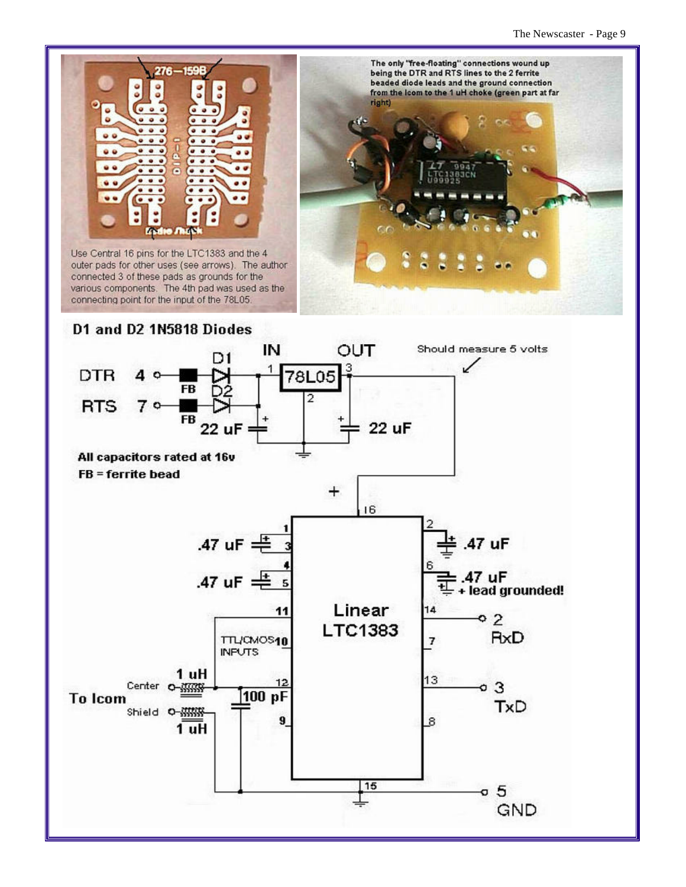Use Central 16 pins for the LTC1383 and the 4 outer pads for other uses (see arrows). The author connected 3 of these pads as grounds for the various components. The 4th pad was used as the connecting point for the input of the 78L05.

The only "free-floating" connections wound up being the DTR and RTS lines to the 2 ferrite beaded diode leads and the ground connection from the Icom to the 1 uH choke (green part at far right)

## D1 and D2 1N5818 Diodes

All capacitors rated at 16v

FB = ferrite bead

Should measure 5 volts

.47 uF + lead grounded!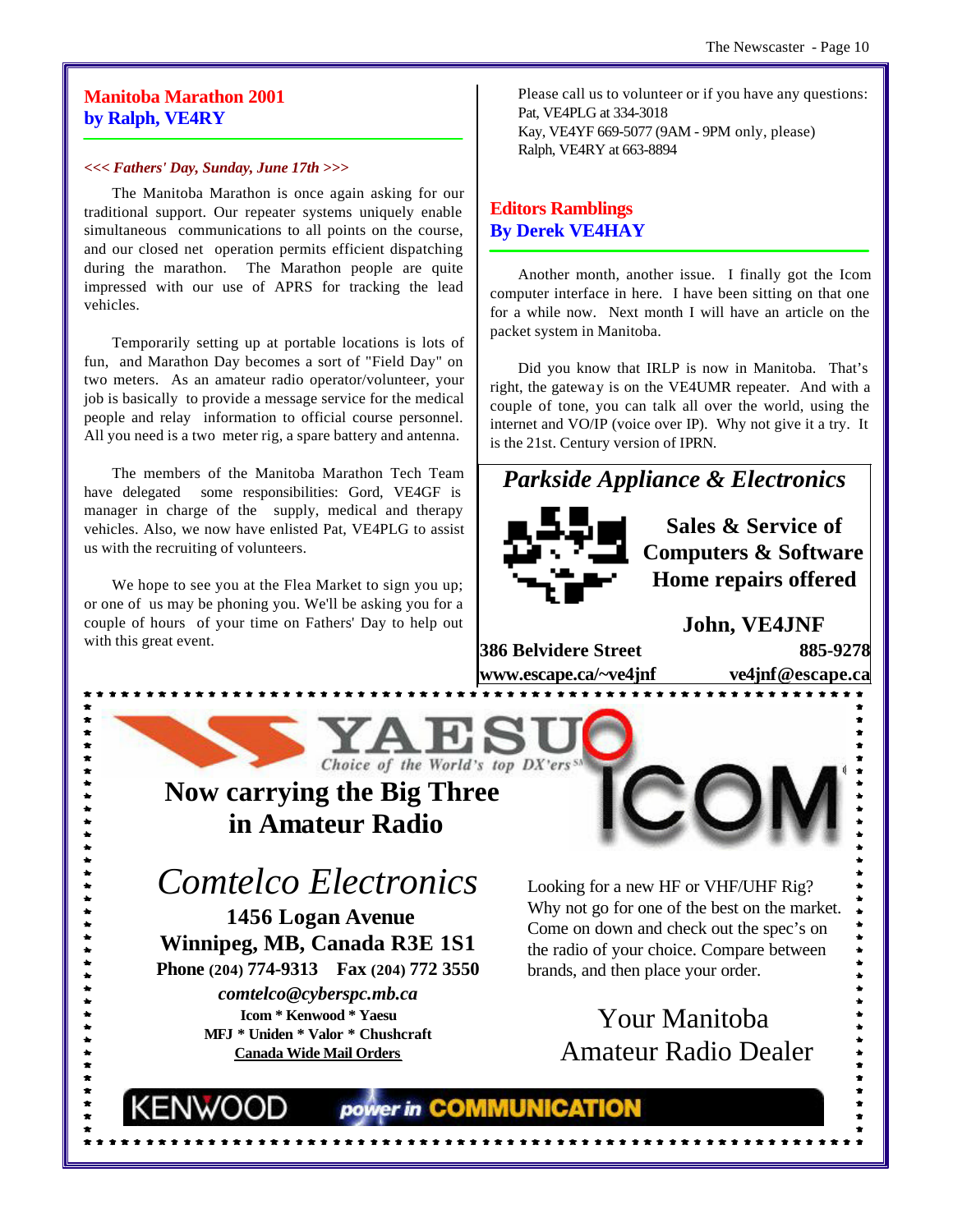## Manitoba Marathon 2001
## by Ralph, VE4RY

*<<< Fathers' Day, Sunday, June 17th >>>*

The Manitoba Marathon is once again asking for our traditional support. Our repeater systems uniquely enable simultaneous communications to all points on the course, and our closed net operation permits efficient dispatching during the marathon. The Marathon people are quite impressed with our use of APRS for tracking the lead vehicles.

Temporarily setting up at portable locations is lots of fun, and Marathon Day becomes a sort of "Field Day" on two meters. As an amateur radio operator/volunteer, your job is basically to provide a message service for the medical people and relay information to official course personnel. All you need is a two meter rig, a spare battery and antenna.

The members of the Manitoba Marathon Tech Team have delegated some responsibilities: Gord, VE4GF is manager in charge of the supply, medical and therapy vehicles. Also, we now have enlisted Pat, VE4PLG to assist us with the recruiting of volunteers.

We hope to see you at the Flea Market to sign you up; or one of us may be phoning you. We'll be asking you for a couple of hours of your time on Fathers' Day to help out with this great event.

Please call us to volunteer or if you have any questions:
Pat, VE4PLG at 334-3018
Kay, VE4YF 669-5077 (9AM - 9PM only, please)
Ralph, VE4RY at 663-8894

## Editors Ramblings
## By Derek VE4HAY

Another month, another issue. I finally got the Icom computer interface in here. I have been sitting on that one for a while now. Next month I will have an article on the packet system in Manitoba.

Did you know that IRLP is now in Manitoba. That's right, the gateway is on the VE4UMR repeater. And with a couple of tone, you can talk all over the world, using the internet and VO/IP (voice over IP). Why not give it a try. It is the 21st. Century version of IPRN.

***Parkside Appliance & Electronics***

**Sales & Service of Computers & Software**
**Home repairs offered**

**John, VE4JNF**

**386 Belvidere Street** **885-9278**
**www.escape.ca/~ve4jnf** **ve4jnf@escape.ca**

YAESU
*Choice of the World's top DX'ers*

ICOM

**Now carrying the Big Three in Amateur Radio**

*Comtelco Electronics*

**1456 Logan Avenue**
**Winnipeg, MB, Canada R3E 1S1**
**Phone (204) 774-9313 Fax (204) 772 3550**
***comtelco@cyberspc.mb.ca***
**Icom * Kenwood * Yaesu**
**MFJ * Uniden * Valor * Chushcraft**
**Canada Wide Mail Orders**

Looking for a new HF or VHF/UHF Rig? Why not go for one of the best on the market. Come on down and check out the spec's on the radio of your choice. Compare between brands, and then place your order.

Your Manitoba Amateur Radio Dealer

KENWOOD power in COMMUNICATION